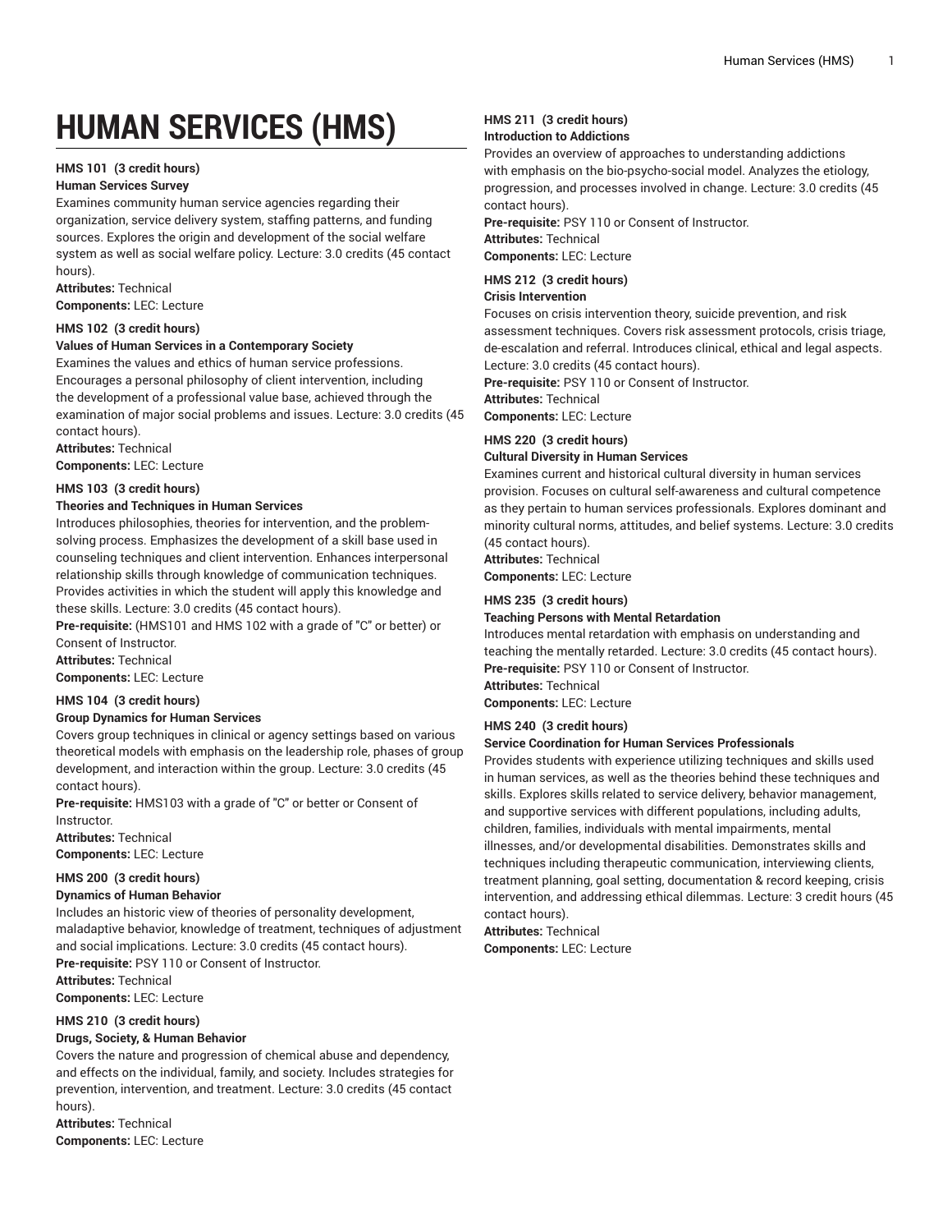# HUMAN SERVICES (HMS)

**HMS 101 (3 credit hours)**
**Human Services Survey**
Examines community human service agencies regarding their organization, service delivery system, staffing patterns, and funding sources. Explores the origin and development of the social welfare system as well as social welfare policy. Lecture: 3.0 credits (45 contact hours).
**Attributes:** Technical
**Components:** LEC: Lecture

**HMS 102 (3 credit hours)**
**Values of Human Services in a Contemporary Society**
Examines the values and ethics of human service professions. Encourages a personal philosophy of client intervention, including the development of a professional value base, achieved through the examination of major social problems and issues. Lecture: 3.0 credits (45 contact hours).
**Attributes:** Technical
**Components:** LEC: Lecture

**HMS 103 (3 credit hours)**
**Theories and Techniques in Human Services**
Introduces philosophies, theories for intervention, and the problem-solving process. Emphasizes the development of a skill base used in counseling techniques and client intervention. Enhances interpersonal relationship skills through knowledge of communication techniques. Provides activities in which the student will apply this knowledge and these skills. Lecture: 3.0 credits (45 contact hours).
**Pre-requisite:** (HMS101 and HMS 102 with a grade of "C" or better) or Consent of Instructor.
**Attributes:** Technical
**Components:** LEC: Lecture

**HMS 104 (3 credit hours)**
**Group Dynamics for Human Services**
Covers group techniques in clinical or agency settings based on various theoretical models with emphasis on the leadership role, phases of group development, and interaction within the group. Lecture: 3.0 credits (45 contact hours).
**Pre-requisite:** HMS103 with a grade of "C" or better or Consent of Instructor.
**Attributes:** Technical
**Components:** LEC: Lecture

**HMS 200 (3 credit hours)**
**Dynamics of Human Behavior**
Includes an historic view of theories of personality development, maladaptive behavior, knowledge of treatment, techniques of adjustment and social implications. Lecture: 3.0 credits (45 contact hours).
**Pre-requisite:** PSY 110 or Consent of Instructor.
**Attributes:** Technical
**Components:** LEC: Lecture

**HMS 210 (3 credit hours)**
**Drugs, Society, & Human Behavior**
Covers the nature and progression of chemical abuse and dependency, and effects on the individual, family, and society. Includes strategies for prevention, intervention, and treatment. Lecture: 3.0 credits (45 contact hours).
**Attributes:** Technical
**Components:** LEC: Lecture

**HMS 211 (3 credit hours)**
**Introduction to Addictions**
Provides an overview of approaches to understanding addictions with emphasis on the bio-psycho-social model. Analyzes the etiology, progression, and processes involved in change. Lecture: 3.0 credits (45 contact hours).
**Pre-requisite:** PSY 110 or Consent of Instructor.
**Attributes:** Technical
**Components:** LEC: Lecture

**HMS 212 (3 credit hours)**
**Crisis Intervention**
Focuses on crisis intervention theory, suicide prevention, and risk assessment techniques. Covers risk assessment protocols, crisis triage, de-escalation and referral. Introduces clinical, ethical and legal aspects. Lecture: 3.0 credits (45 contact hours).
**Pre-requisite:** PSY 110 or Consent of Instructor.
**Attributes:** Technical
**Components:** LEC: Lecture

**HMS 220 (3 credit hours)**
**Cultural Diversity in Human Services**
Examines current and historical cultural diversity in human services provision. Focuses on cultural self-awareness and cultural competence as they pertain to human services professionals. Explores dominant and minority cultural norms, attitudes, and belief systems. Lecture: 3.0 credits (45 contact hours).
**Attributes:** Technical
**Components:** LEC: Lecture

**HMS 235 (3 credit hours)**
**Teaching Persons with Mental Retardation**
Introduces mental retardation with emphasis on understanding and teaching the mentally retarded. Lecture: 3.0 credits (45 contact hours).
**Pre-requisite:** PSY 110 or Consent of Instructor.
**Attributes:** Technical
**Components:** LEC: Lecture

**HMS 240 (3 credit hours)**
**Service Coordination for Human Services Professionals**
Provides students with experience utilizing techniques and skills used in human services, as well as the theories behind these techniques and skills. Explores skills related to service delivery, behavior management, and supportive services with different populations, including adults, children, families, individuals with mental impairments, mental illnesses, and/or developmental disabilities. Demonstrates skills and techniques including therapeutic communication, interviewing clients, treatment planning, goal setting, documentation & record keeping, crisis intervention, and addressing ethical dilemmas. Lecture: 3 credit hours (45 contact hours).
**Attributes:** Technical
**Components:** LEC: Lecture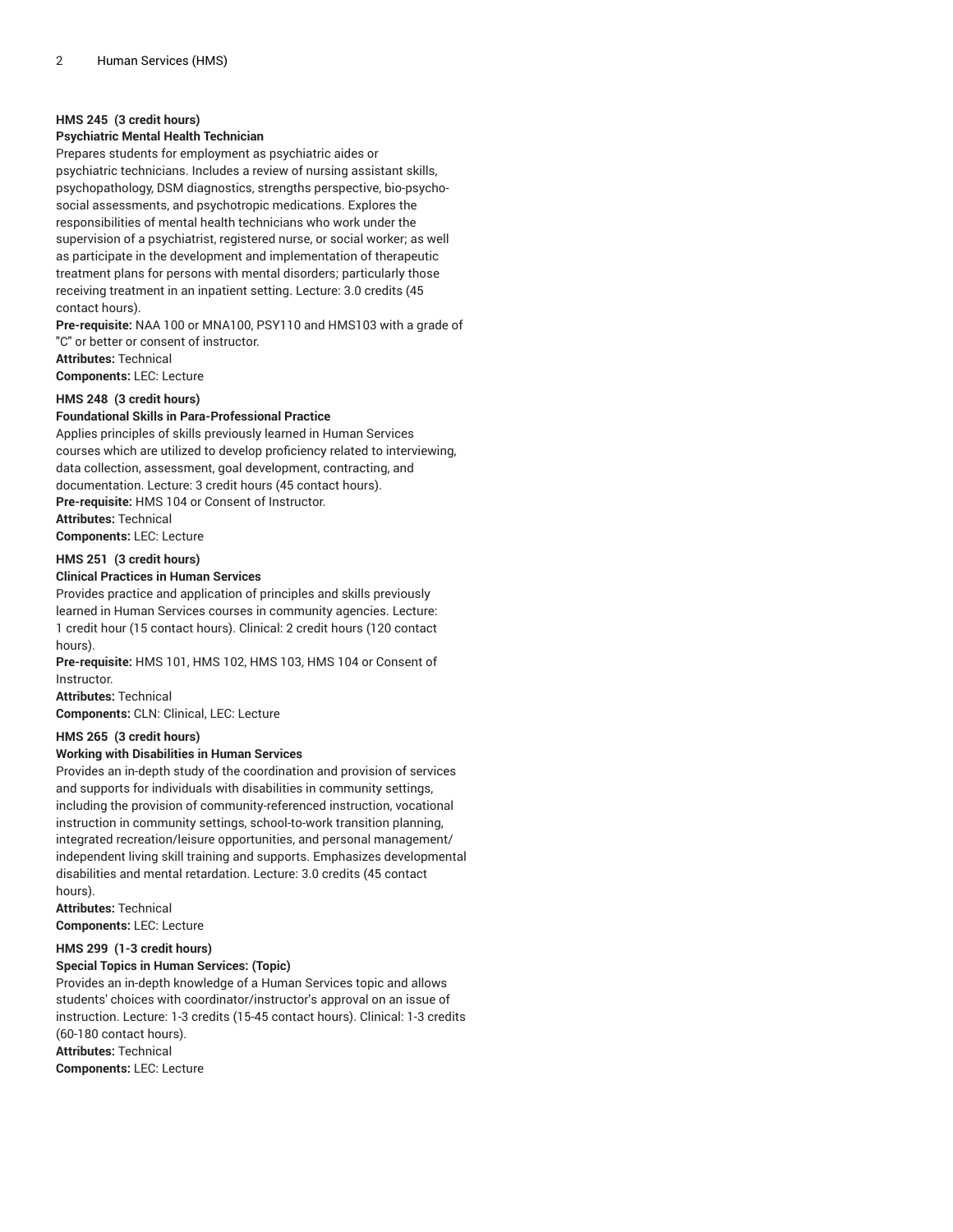**HMS 245 (3 credit hours)**
**Psychiatric Mental Health Technician**

Prepares students for employment as psychiatric aides or psychiatric technicians. Includes a review of nursing assistant skills, psychopathology, DSM diagnostics, strengths perspective, bio-psycho-social assessments, and psychotropic medications. Explores the responsibilities of mental health technicians who work under the supervision of a psychiatrist, registered nurse, or social worker; as well as participate in the development and implementation of therapeutic treatment plans for persons with mental disorders; particularly those receiving treatment in an inpatient setting. Lecture: 3.0 credits (45 contact hours).

**Pre-requisite:** NAA 100 or MNA100, PSY110 and HMS103 with a grade of "C" or better or consent of instructor.
**Attributes:** Technical
**Components:** LEC: Lecture

**HMS 248 (3 credit hours)**
**Foundational Skills in Para-Professional Practice**

Applies principles of skills previously learned in Human Services courses which are utilized to develop proficiency related to interviewing, data collection, assessment, goal development, contracting, and documentation. Lecture: 3 credit hours (45 contact hours).

**Pre-requisite:** HMS 104 or Consent of Instructor.
**Attributes:** Technical
**Components:** LEC: Lecture

**HMS 251 (3 credit hours)**
**Clinical Practices in Human Services**

Provides practice and application of principles and skills previously learned in Human Services courses in community agencies. Lecture: 1 credit hour (15 contact hours). Clinical: 2 credit hours (120 contact hours).

**Pre-requisite:** HMS 101, HMS 102, HMS 103, HMS 104 or Consent of Instructor.
**Attributes:** Technical
**Components:** CLN: Clinical, LEC: Lecture

**HMS 265 (3 credit hours)**
**Working with Disabilities in Human Services**

Provides an in-depth study of the coordination and provision of services and supports for individuals with disabilities in community settings, including the provision of community-referenced instruction, vocational instruction in community settings, school-to-work transition planning, integrated recreation/leisure opportunities, and personal management/independent living skill training and supports. Emphasizes developmental disabilities and mental retardation. Lecture: 3.0 credits (45 contact hours).

**Attributes:** Technical
**Components:** LEC: Lecture

**HMS 299 (1-3 credit hours)**
**Special Topics in Human Services: (Topic)**

Provides an in-depth knowledge of a Human Services topic and allows students' choices with coordinator/instructor's approval on an issue of instruction. Lecture: 1-3 credits (15-45 contact hours). Clinical: 1-3 credits (60-180 contact hours).

**Attributes:** Technical
**Components:** LEC: Lecture